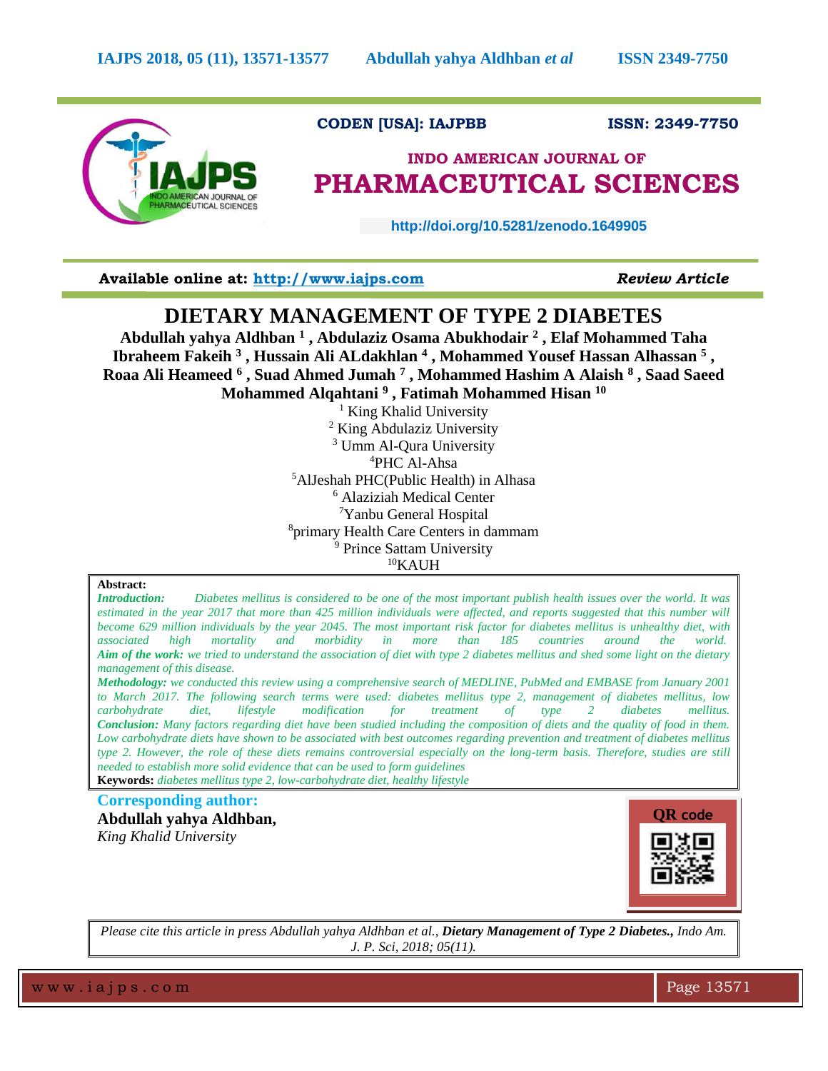CODEN [USA]: IAJPBB ISSN: 2349-7750

**INDO AMERICAN JOURNAL OF**

**PHARMACEUTICAL SCIENCES**

http://doi.org/10.5281/zenodo.1649905

**Available online at: http://www.iajps.com** ***Review Article***

# DIETARY MANAGEMENT OF TYPE 2 DIABETES

**Abdullah yahya Aldhban [1] , Abdulaziz Osama Abukhodair [2] , Elaf Mohammed Taha Ibraheem Fakeih [3] , Hussain Ali ALdakhlan [4] , Mohammed Yousef Hassan Alhassan [5] , Roaa Ali Heameed [6] , Suad Ahmed Jumah [7] , Mohammed Hashim A Alaish [8] , Saad Saeed Mohammed Alqahtani [9] , Fatimah Mohammed Hisan [10]**

[1] King Khalid University
[2] King Abdulaziz University
[3] Umm Al-Qura University
[4]PHC Al-Ahsa
[5]AlJeshah PHC(Public Health) in Alhasa
[6] Alaziziah Medical Center
[7]Yanbu General Hospital
[8]primary Health Care Centers in dammam
[9] Prince Sattam University
[10]KAUH

**Abstract:**

***Introduction:*** *Diabetes mellitus is considered to be one of the most important publish health issues over the world. It was estimated in the year 2017 that more than 425 million individuals were affected, and reports suggested that this number will become 629 million individuals by the year 2045. The most important risk factor for diabetes mellitus is unhealthy diet, with associated high mortality and morbidity in more than 185 countries around the world.*
***Aim of the work:*** *we tried to understand the association of diet with type 2 diabetes mellitus and shed some light on the dietary management of this disease.*
***Methodology:*** *we conducted this review using a comprehensive search of MEDLINE, PubMed and EMBASE from January 2001 to March 2017. The following search terms were used: diabetes mellitus type 2, management of diabetes mellitus, low carbohydrate diet, lifestyle modification for treatment of type 2 diabetes mellitus.*
***Conclusion:*** *Many factors regarding diet have been studied including the composition of diets and the quality of food in them. Low carbohydrate diets have shown to be associated with best outcomes regarding prevention and treatment of diabetes mellitus type 2. However, the role of these diets remains controversial especially on the long-term basis. Therefore, studies are still needed to establish more solid evidence that can be used to form guidelines*

**Keywords:** *diabetes mellitus type 2, low-carbohydrate diet, healthy lifestyle*

**Corresponding author:**

**Abdullah yahya Aldhban,**
*King Khalid University*

QR code

*Please cite this article in press Abdullah yahya Aldhban et al.,* ***Dietary Management of Type 2 Diabetes.,*** *Indo Am. J. P. Sci, 2018; 05(11).*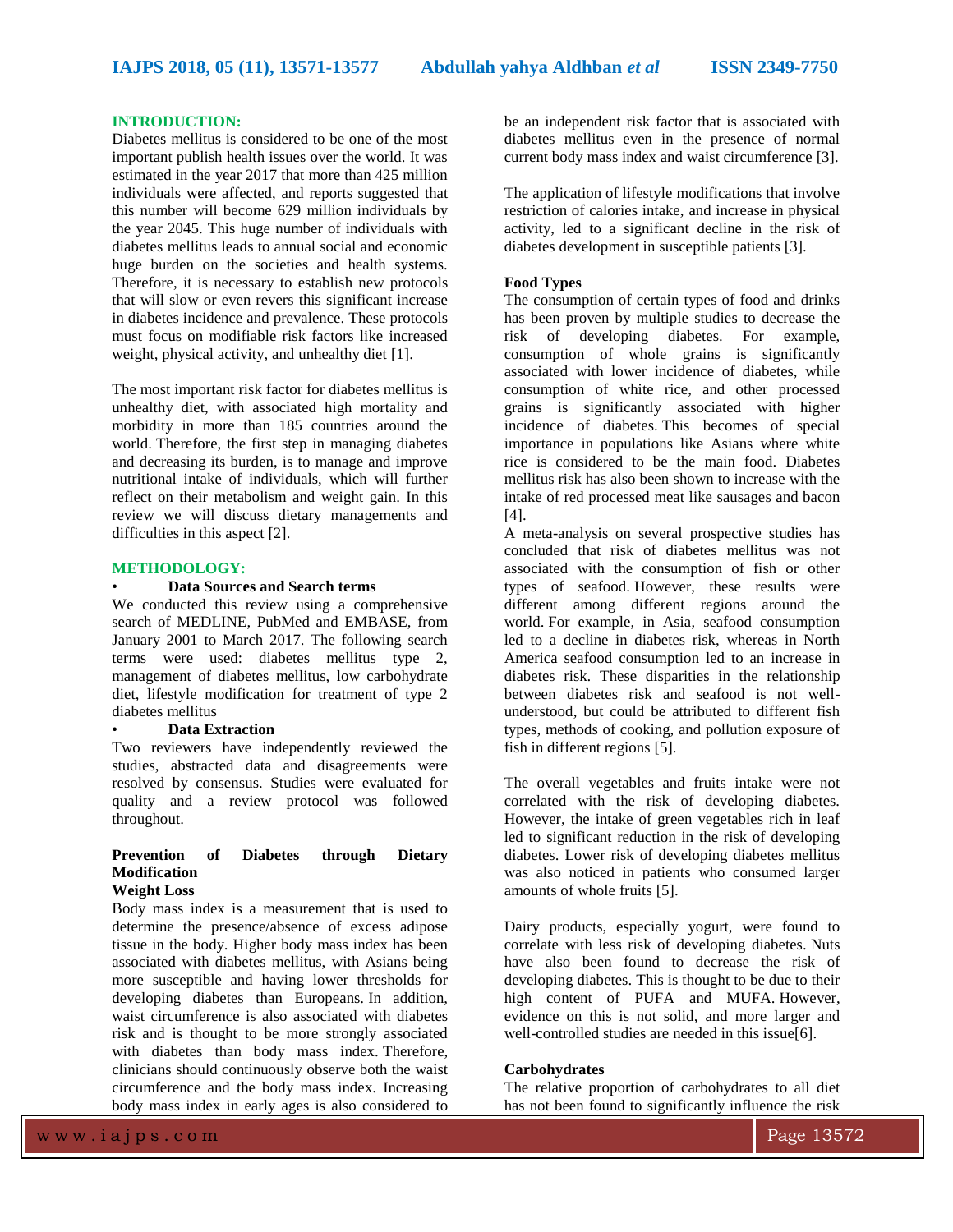## INTRODUCTION:

Diabetes mellitus is considered to be one of the most important publish health issues over the world. It was estimated in the year 2017 that more than 425 million individuals were affected, and reports suggested that this number will become 629 million individuals by the year 2045. This huge number of individuals with diabetes mellitus leads to annual social and economic huge burden on the societies and health systems. Therefore, it is necessary to establish new protocols that will slow or even revers this significant increase in diabetes incidence and prevalence. These protocols must focus on modifiable risk factors like increased weight, physical activity, and unhealthy diet [1].

The most important risk factor for diabetes mellitus is unhealthy diet, with associated high mortality and morbidity in more than 185 countries around the world. Therefore, the first step in managing diabetes and decreasing its burden, is to manage and improve nutritional intake of individuals, which will further reflect on their metabolism and weight gain. In this review we will discuss dietary managements and difficulties in this aspect [2].

## METHODOLOGY:

- **Data Sources and Search terms**

We conducted this review using a comprehensive search of MEDLINE, PubMed and EMBASE, from January 2001 to March 2017. The following search terms were used: diabetes mellitus type 2, management of diabetes mellitus, low carbohydrate diet, lifestyle modification for treatment of type 2 diabetes mellitus

- **Data Extraction**

Two reviewers have independently reviewed the studies, abstracted data and disagreements were resolved by consensus. Studies were evaluated for quality and a review protocol was followed throughout.

### Prevention of Diabetes through Dietary Modification

#### Weight Loss

Body mass index is a measurement that is used to determine the presence/absence of excess adipose tissue in the body. Higher body mass index has been associated with diabetes mellitus, with Asians being more susceptible and having lower thresholds for developing diabetes than Europeans. In addition, waist circumference is also associated with diabetes risk and is thought to be more strongly associated with diabetes than body mass index. Therefore, clinicians should continuously observe both the waist circumference and the body mass index. Increasing body mass index in early ages is also considered to be an independent risk factor that is associated with diabetes mellitus even in the presence of normal current body mass index and waist circumference [3].

The application of lifestyle modifications that involve restriction of calories intake, and increase in physical activity, led to a significant decline in the risk of diabetes development in susceptible patients [3].

#### Food Types

The consumption of certain types of food and drinks has been proven by multiple studies to decrease the risk of developing diabetes. For example, consumption of whole grains is significantly associated with lower incidence of diabetes, while consumption of white rice, and other processed grains is significantly associated with higher incidence of diabetes. This becomes of special importance in populations like Asians where white rice is considered to be the main food. Diabetes mellitus risk has also been shown to increase with the intake of red processed meat like sausages and bacon [4].

A meta-analysis on several prospective studies has concluded that risk of diabetes mellitus was not associated with the consumption of fish or other types of seafood. However, these results were different among different regions around the world. For example, in Asia, seafood consumption led to a decline in diabetes risk, whereas in North America seafood consumption led to an increase in diabetes risk. These disparities in the relationship between diabetes risk and seafood is not well-understood, but could be attributed to different fish types, methods of cooking, and pollution exposure of fish in different regions [5].

The overall vegetables and fruits intake were not correlated with the risk of developing diabetes. However, the intake of green vegetables rich in leaf led to significant reduction in the risk of developing diabetes. Lower risk of developing diabetes mellitus was also noticed in patients who consumed larger amounts of whole fruits [5].

Dairy products, especially yogurt, were found to correlate with less risk of developing diabetes. Nuts have also been found to decrease the risk of developing diabetes. This is thought to be due to their high content of PUFA and MUFA. However, evidence on this is not solid, and more larger and well-controlled studies are needed in this issue[6].

#### Carbohydrates

The relative proportion of carbohydrates to all diet has not been found to significantly influence the risk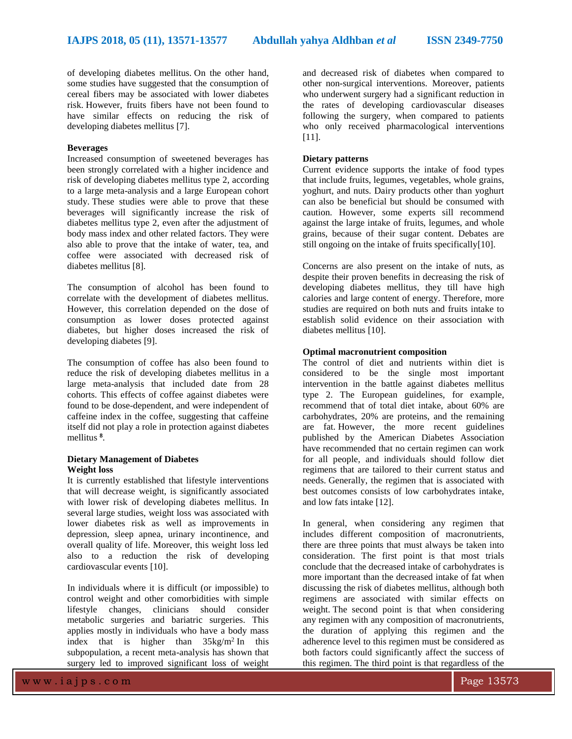of developing diabetes mellitus. On the other hand, some studies have suggested that the consumption of cereal fibers may be associated with lower diabetes risk. However, fruits fibers have not been found to have similar effects on reducing the risk of developing diabetes mellitus [7].

**Beverages**

Increased consumption of sweetened beverages has been strongly correlated with a higher incidence and risk of developing diabetes mellitus type 2, according to a large meta-analysis and a large European cohort study. These studies were able to prove that these beverages will significantly increase the risk of diabetes mellitus type 2, even after the adjustment of body mass index and other related factors. They were also able to prove that the intake of water, tea, and coffee were associated with decreased risk of diabetes mellitus [8].

The consumption of alcohol has been found to correlate with the development of diabetes mellitus. However, this correlation depended on the dose of consumption as lower doses protected against diabetes, but higher doses increased the risk of developing diabetes [9].

The consumption of coffee has also been found to reduce the risk of developing diabetes mellitus in a large meta-analysis that included date from 28 cohorts. This effects of coffee against diabetes were found to be dose-dependent, and were independent of caffeine index in the coffee, suggesting that caffeine itself did not play a role in protection against diabetes mellitus [8].

**Dietary Management of Diabetes**

**Weight loss**

It is currently established that lifestyle interventions that will decrease weight, is significantly associated with lower risk of developing diabetes mellitus. In several large studies, weight loss was associated with lower diabetes risk as well as improvements in depression, sleep apnea, urinary incontinence, and overall quality of life. Moreover, this weight loss led also to a reduction the risk of developing cardiovascular events [10].

In individuals where it is difficult (or impossible) to control weight and other comorbidities with simple lifestyle changes, clinicians should consider metabolic surgeries and bariatric surgeries. This applies mostly in individuals who have a body mass index that is higher than 35kg/m$^2$ In this subpopulation, a recent meta-analysis has shown that surgery led to improved significant loss of weight and decreased risk of diabetes when compared to other non-surgical interventions. Moreover, patients who underwent surgery had a significant reduction in the rates of developing cardiovascular diseases following the surgery, when compared to patients who only received pharmacological interventions [11].

**Dietary patterns**

Current evidence supports the intake of food types that include fruits, legumes, vegetables, whole grains, yoghurt, and nuts. Dairy products other than yoghurt can also be beneficial but should be consumed with caution. However, some experts sill recommend against the large intake of fruits, legumes, and whole grains, because of their sugar content. Debates are still ongoing on the intake of fruits specifically[10].

Concerns are also present on the intake of nuts, as despite their proven benefits in decreasing the risk of developing diabetes mellitus, they till have high calories and large content of energy. Therefore, more studies are required on both nuts and fruits intake to establish solid evidence on their association with diabetes mellitus [10].

**Optimal macronutrient composition**

The control of diet and nutrients within diet is considered to be the single most important intervention in the battle against diabetes mellitus type 2. The European guidelines, for example, recommend that of total diet intake, about 60% are carbohydrates, 20% are proteins, and the remaining are fat. However, the more recent guidelines published by the American Diabetes Association have recommended that no certain regimen can work for all people, and individuals should follow diet regimens that are tailored to their current status and needs. Generally, the regimen that is associated with best outcomes consists of low carbohydrates intake, and low fats intake [12].

In general, when considering any regimen that includes different composition of macronutrients, there are three points that must always be taken into consideration. The first point is that most trials conclude that the decreased intake of carbohydrates is more important than the decreased intake of fat when discussing the risk of diabetes mellitus, although both regimens are associated with similar effects on weight. The second point is that when considering any regimen with any composition of macronutrients, the duration of applying this regimen and the adherence level to this regimen must be considered as both factors could significantly affect the success of this regimen. The third point is that regardless of the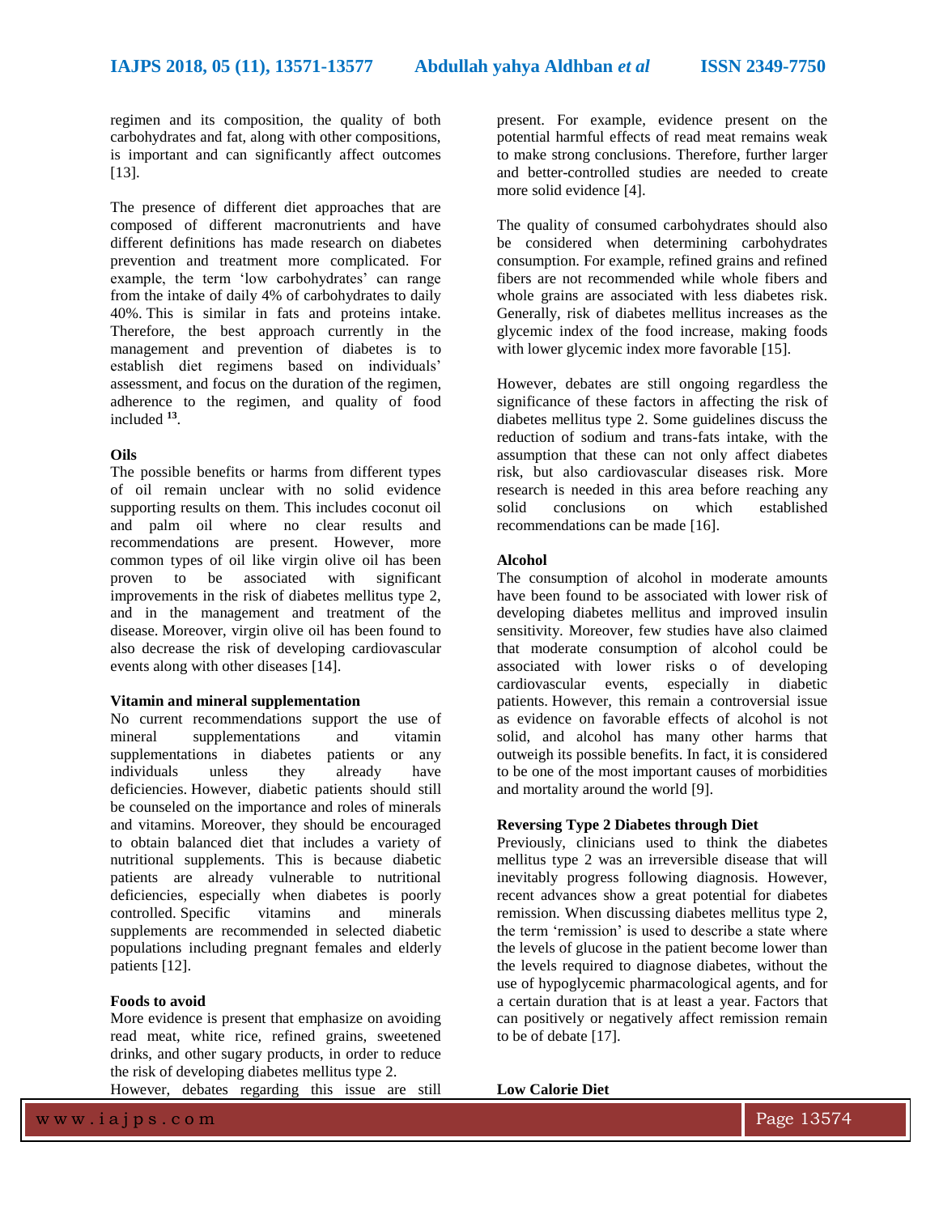regimen and its composition, the quality of both carbohydrates and fat, along with other compositions, is important and can significantly affect outcomes [13].

The presence of different diet approaches that are composed of different macronutrients and have different definitions has made research on diabetes prevention and treatment more complicated. For example, the term 'low carbohydrates' can range from the intake of daily 4% of carbohydrates to daily 40%. This is similar in fats and proteins intake. Therefore, the best approach currently in the management and prevention of diabetes is to establish diet regimens based on individuals' assessment, and focus on the duration of the regimen, adherence to the regimen, and quality of food included [13].

**Oils**

The possible benefits or harms from different types of oil remain unclear with no solid evidence supporting results on them. This includes coconut oil and palm oil where no clear results and recommendations are present. However, more common types of oil like virgin olive oil has been proven to be associated with significant improvements in the risk of diabetes mellitus type 2, and in the management and treatment of the disease. Moreover, virgin olive oil has been found to also decrease the risk of developing cardiovascular events along with other diseases [14].

**Vitamin and mineral supplementation**

No current recommendations support the use of mineral supplementations and vitamin supplementations in diabetes patients or any individuals unless they already have deficiencies. However, diabetic patients should still be counseled on the importance and roles of minerals and vitamins. Moreover, they should be encouraged to obtain balanced diet that includes a variety of nutritional supplements. This is because diabetic patients are already vulnerable to nutritional deficiencies, especially when diabetes is poorly controlled. Specific vitamins and minerals supplements are recommended in selected diabetic populations including pregnant females and elderly patients [12].

**Foods to avoid**

More evidence is present that emphasize on avoiding read meat, white rice, refined grains, sweetened drinks, and other sugary products, in order to reduce the risk of developing diabetes mellitus type 2. However, debates regarding this issue are still present. For example, evidence present on the potential harmful effects of read meat remains weak to make strong conclusions. Therefore, further larger and better-controlled studies are needed to create more solid evidence [4].

The quality of consumed carbohydrates should also be considered when determining carbohydrates consumption. For example, refined grains and refined fibers are not recommended while whole fibers and whole grains are associated with less diabetes risk. Generally, risk of diabetes mellitus increases as the glycemic index of the food increase, making foods with lower glycemic index more favorable [15].

However, debates are still ongoing regardless the significance of these factors in affecting the risk of diabetes mellitus type 2. Some guidelines discuss the reduction of sodium and trans-fats intake, with the assumption that these can not only affect diabetes risk, but also cardiovascular diseases risk. More research is needed in this area before reaching any solid conclusions on which established recommendations can be made [16].

**Alcohol**

The consumption of alcohol in moderate amounts have been found to be associated with lower risk of developing diabetes mellitus and improved insulin sensitivity. Moreover, few studies have also claimed that moderate consumption of alcohol could be associated with lower risks o of developing cardiovascular events, especially in diabetic patients. However, this remain a controversial issue as evidence on favorable effects of alcohol is not solid, and alcohol has many other harms that outweigh its possible benefits. In fact, it is considered to be one of the most important causes of morbidities and mortality around the world [9].

**Reversing Type 2 Diabetes through Diet**

Previously, clinicians used to think the diabetes mellitus type 2 was an irreversible disease that will inevitably progress following diagnosis. However, recent advances show a great potential for diabetes remission. When discussing diabetes mellitus type 2, the term 'remission' is used to describe a state where the levels of glucose in the patient become lower than the levels required to diagnose diabetes, without the use of hypoglycemic pharmacological agents, and for a certain duration that is at least a year. Factors that can positively or negatively affect remission remain to be of debate [17].

**Low Calorie Diet**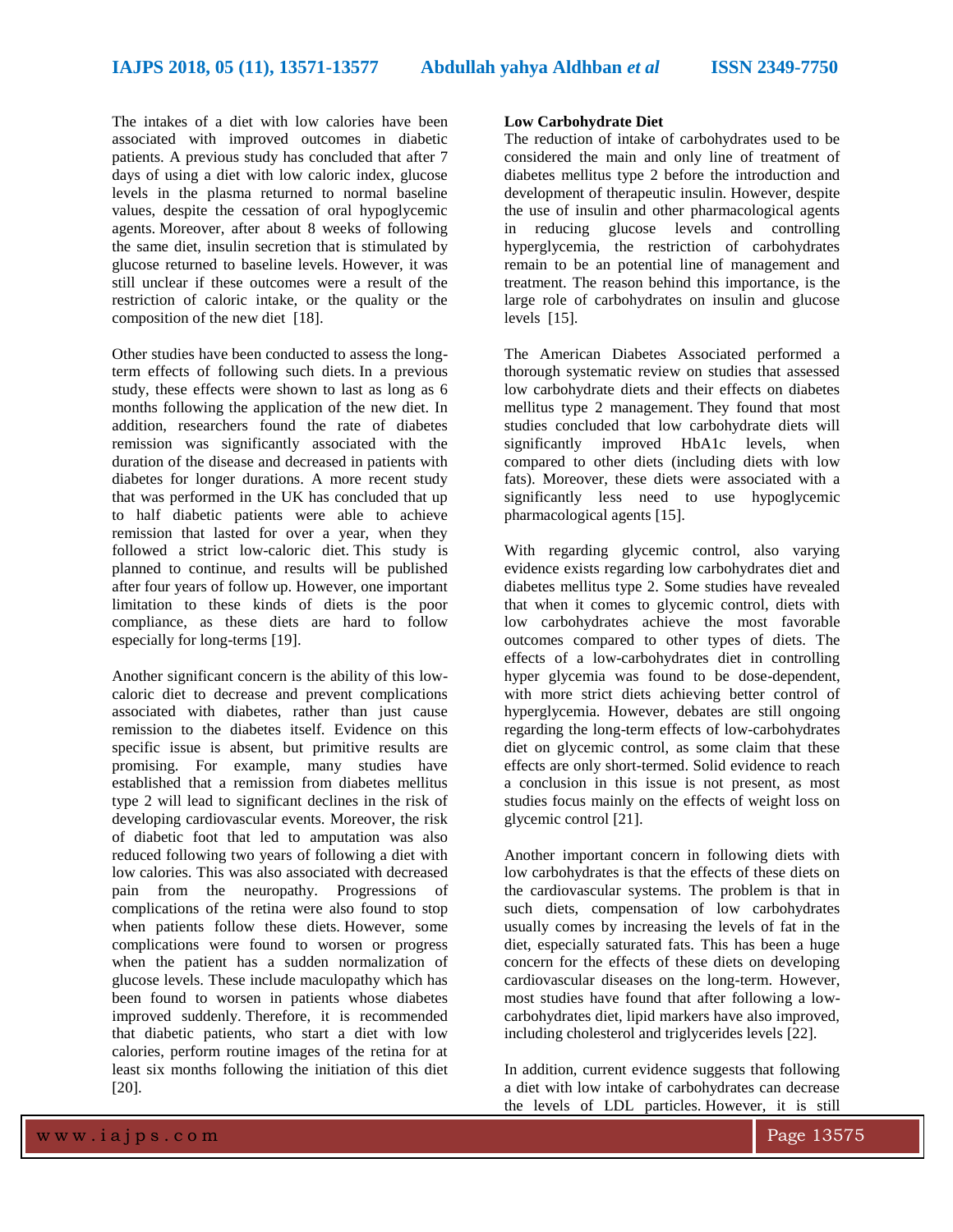The intakes of a diet with low calories have been associated with improved outcomes in diabetic patients. A previous study has concluded that after 7 days of using a diet with low caloric index, glucose levels in the plasma returned to normal baseline values, despite the cessation of oral hypoglycemic agents. Moreover, after about 8 weeks of following the same diet, insulin secretion that is stimulated by glucose returned to baseline levels. However, it was still unclear if these outcomes were a result of the restriction of caloric intake, or the quality or the composition of the new diet [18].

Other studies have been conducted to assess the long-term effects of following such diets. In a previous study, these effects were shown to last as long as 6 months following the application of the new diet. In addition, researchers found the rate of diabetes remission was significantly associated with the duration of the disease and decreased in patients with diabetes for longer durations. A more recent study that was performed in the UK has concluded that up to half diabetic patients were able to achieve remission that lasted for over a year, when they followed a strict low-caloric diet. This study is planned to continue, and results will be published after four years of follow up. However, one important limitation to these kinds of diets is the poor compliance, as these diets are hard to follow especially for long-terms [19].

Another significant concern is the ability of this low-caloric diet to decrease and prevent complications associated with diabetes, rather than just cause remission to the diabetes itself. Evidence on this specific issue is absent, but primitive results are promising. For example, many studies have established that a remission from diabetes mellitus type 2 will lead to significant declines in the risk of developing cardiovascular events. Moreover, the risk of diabetic foot that led to amputation was also reduced following two years of following a diet with low calories. This was also associated with decreased pain from the neuropathy. Progressions of complications of the retina were also found to stop when patients follow these diets. However, some complications were found to worsen or progress when the patient has a sudden normalization of glucose levels. These include maculopathy which has been found to worsen in patients whose diabetes improved suddenly. Therefore, it is recommended that diabetic patients, who start a diet with low calories, perform routine images of the retina for at least six months following the initiation of this diet [20].

**Low Carbohydrate Diet**

The reduction of intake of carbohydrates used to be considered the main and only line of treatment of diabetes mellitus type 2 before the introduction and development of therapeutic insulin. However, despite the use of insulin and other pharmacological agents in reducing glucose levels and controlling hyperglycemia, the restriction of carbohydrates remain to be an potential line of management and treatment. The reason behind this importance, is the large role of carbohydrates on insulin and glucose levels [15].

The American Diabetes Associated performed a thorough systematic review on studies that assessed low carbohydrate diets and their effects on diabetes mellitus type 2 management. They found that most studies concluded that low carbohydrate diets will significantly improved HbA1c levels, when compared to other diets (including diets with low fats). Moreover, these diets were associated with a significantly less need to use hypoglycemic pharmacological agents [15].

With regarding glycemic control, also varying evidence exists regarding low carbohydrates diet and diabetes mellitus type 2. Some studies have revealed that when it comes to glycemic control, diets with low carbohydrates achieve the most favorable outcomes compared to other types of diets. The effects of a low-carbohydrates diet in controlling hyper glycemia was found to be dose-dependent, with more strict diets achieving better control of hyperglycemia. However, debates are still ongoing regarding the long-term effects of low-carbohydrates diet on glycemic control, as some claim that these effects are only short-termed. Solid evidence to reach a conclusion in this issue is not present, as most studies focus mainly on the effects of weight loss on glycemic control [21].

Another important concern in following diets with low carbohydrates is that the effects of these diets on the cardiovascular systems. The problem is that in such diets, compensation of low carbohydrates usually comes by increasing the levels of fat in the diet, especially saturated fats. This has been a huge concern for the effects of these diets on developing cardiovascular diseases on the long-term. However, most studies have found that after following a low-carbohydrates diet, lipid markers have also improved, including cholesterol and triglycerides levels [22].

In addition, current evidence suggests that following a diet with low intake of carbohydrates can decrease the levels of LDL particles. However, it is still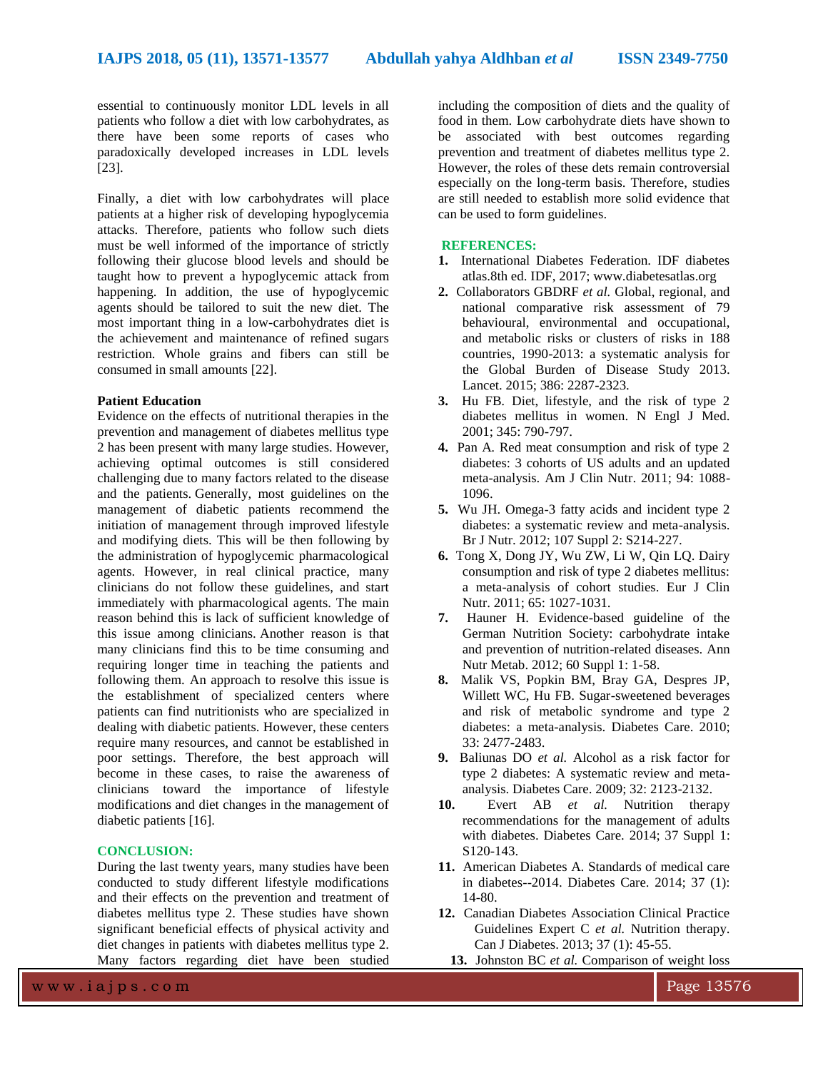essential to continuously monitor LDL levels in all patients who follow a diet with low carbohydrates, as there have been some reports of cases who paradoxically developed increases in LDL levels [23].

Finally, a diet with low carbohydrates will place patients at a higher risk of developing hypoglycemia attacks. Therefore, patients who follow such diets must be well informed of the importance of strictly following their glucose blood levels and should be taught how to prevent a hypoglycemic attack from happening. In addition, the use of hypoglycemic agents should be tailored to suit the new diet. The most important thing in a low-carbohydrates diet is the achievement and maintenance of refined sugars restriction. Whole grains and fibers can still be consumed in small amounts [22].

**Patient Education**

Evidence on the effects of nutritional therapies in the prevention and management of diabetes mellitus type 2 has been present with many large studies. However, achieving optimal outcomes is still considered challenging due to many factors related to the disease and the patients. Generally, most guidelines on the management of diabetic patients recommend the initiation of management through improved lifestyle and modifying diets. This will be then following by the administration of hypoglycemic pharmacological agents. However, in real clinical practice, many clinicians do not follow these guidelines, and start immediately with pharmacological agents. The main reason behind this is lack of sufficient knowledge of this issue among clinicians. Another reason is that many clinicians find this to be time consuming and requiring longer time in teaching the patients and following them. An approach to resolve this issue is the establishment of specialized centers where patients can find nutritionists who are specialized in dealing with diabetic patients. However, these centers require many resources, and cannot be established in poor settings. Therefore, the best approach will become in these cases, to raise the awareness of clinicians toward the importance of lifestyle modifications and diet changes in the management of diabetic patients [16].

## CONCLUSION:

During the last twenty years, many studies have been conducted to study different lifestyle modifications and their effects on the prevention and treatment of diabetes mellitus type 2. These studies have shown significant beneficial effects of physical activity and diet changes in patients with diabetes mellitus type 2. Many factors regarding diet have been studied including the composition of diets and the quality of food in them. Low carbohydrate diets have shown to be associated with best outcomes regarding prevention and treatment of diabetes mellitus type 2. However, the roles of these dets remain controversial especially on the long-term basis. Therefore, studies are still needed to establish more solid evidence that can be used to form guidelines.

## REFERENCES:

1. International Diabetes Federation. IDF diabetes atlas.8th ed. IDF, 2017; www.diabetesatlas.org
2. Collaborators GBDRF *et al.* Global, regional, and national comparative risk assessment of 79 behavioural, environmental and occupational, and metabolic risks or clusters of risks in 188 countries, 1990-2013: a systematic analysis for the Global Burden of Disease Study 2013. Lancet. 2015; 386: 2287-2323.
3. Hu FB. Diet, lifestyle, and the risk of type 2 diabetes mellitus in women. N Engl J Med. 2001; 345: 790-797.
4. Pan A. Red meat consumption and risk of type 2 diabetes: 3 cohorts of US adults and an updated meta-analysis. Am J Clin Nutr. 2011; 94: 1088-1096.
5. Wu JH. Omega-3 fatty acids and incident type 2 diabetes: a systematic review and meta-analysis. Br J Nutr. 2012; 107 Suppl 2: S214-227.
6. Tong X, Dong JY, Wu ZW, Li W, Qin LQ. Dairy consumption and risk of type 2 diabetes mellitus: a meta-analysis of cohort studies. Eur J Clin Nutr. 2011; 65: 1027-1031.
7. Hauner H. Evidence-based guideline of the German Nutrition Society: carbohydrate intake and prevention of nutrition-related diseases. Ann Nutr Metab. 2012; 60 Suppl 1: 1-58.
8. Malik VS, Popkin BM, Bray GA, Despres JP, Willett WC, Hu FB. Sugar-sweetened beverages and risk of metabolic syndrome and type 2 diabetes: a meta-analysis. Diabetes Care. 2010; 33: 2477-2483.
9. Baliunas DO *et al.* Alcohol as a risk factor for type 2 diabetes: A systematic review and meta-analysis. Diabetes Care. 2009; 32: 2123-2132.
10. Evert AB *et al.* Nutrition therapy recommendations for the management of adults with diabetes. Diabetes Care. 2014; 37 Suppl 1: S120-143.
11. American Diabetes A. Standards of medical care in diabetes--2014. Diabetes Care. 2014; 37 (1): 14-80.
12. Canadian Diabetes Association Clinical Practice Guidelines Expert C *et al.* Nutrition therapy. Can J Diabetes. 2013; 37 (1): 45-55.
13. Johnston BC *et al.* Comparison of weight loss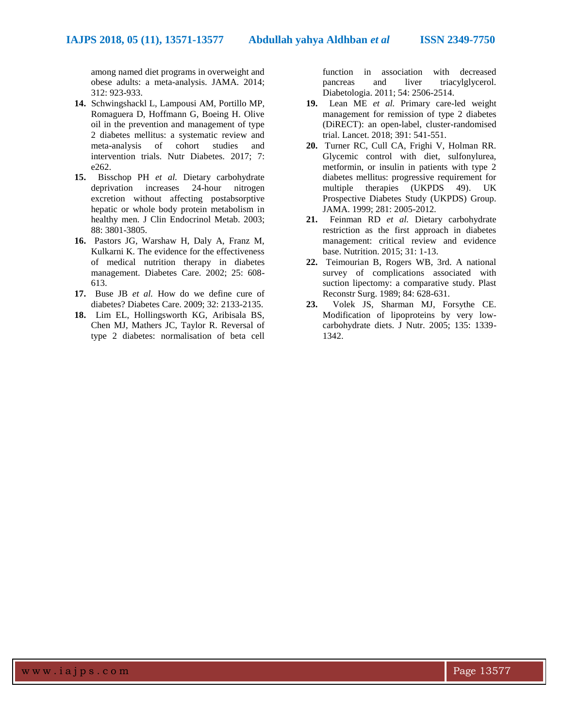among named diet programs in overweight and obese adults: a meta-analysis. JAMA. 2014; 312: 923-933.

14. Schwingshackl L, Lampousi AM, Portillo MP, Romaguera D, Hoffmann G, Boeing H. Olive oil in the prevention and management of type 2 diabetes mellitus: a systematic review and meta-analysis of cohort studies and intervention trials. Nutr Diabetes. 2017; 7: e262.
15. Bisschop PH *et al.* Dietary carbohydrate deprivation increases 24-hour nitrogen excretion without affecting postabsorptive hepatic or whole body protein metabolism in healthy men. J Clin Endocrinol Metab. 2003; 88: 3801-3805.
16. Pastors JG, Warshaw H, Daly A, Franz M, Kulkarni K. The evidence for the effectiveness of medical nutrition therapy in diabetes management. Diabetes Care. 2002; 25: 608-613.
17. Buse JB *et al.* How do we define cure of diabetes? Diabetes Care. 2009; 32: 2133-2135.
18. Lim EL, Hollingsworth KG, Aribisala BS, Chen MJ, Mathers JC, Taylor R. Reversal of type 2 diabetes: normalisation of beta cell function in association with decreased pancreas and liver triacylglycerol. Diabetologia. 2011; 54: 2506-2514.
19. Lean ME *et al.* Primary care-led weight management for remission of type 2 diabetes (DiRECT): an open-label, cluster-randomised trial. Lancet. 2018; 391: 541-551.
20. Turner RC, Cull CA, Frighi V, Holman RR. Glycemic control with diet, sulfonylurea, metformin, or insulin in patients with type 2 diabetes mellitus: progressive requirement for multiple therapies (UKPDS 49). UK Prospective Diabetes Study (UKPDS) Group. JAMA. 1999; 281: 2005-2012.
21. Feinman RD *et al.* Dietary carbohydrate restriction as the first approach in diabetes management: critical review and evidence base. Nutrition. 2015; 31: 1-13.
22. Teimourian B, Rogers WB, 3rd. A national survey of complications associated with suction lipectomy: a comparative study. Plast Reconstr Surg. 1989; 84: 628-631.
23. Volek JS, Sharman MJ, Forsythe CE. Modification of lipoproteins by very low-carbohydrate diets. J Nutr. 2005; 135: 1339-1342.